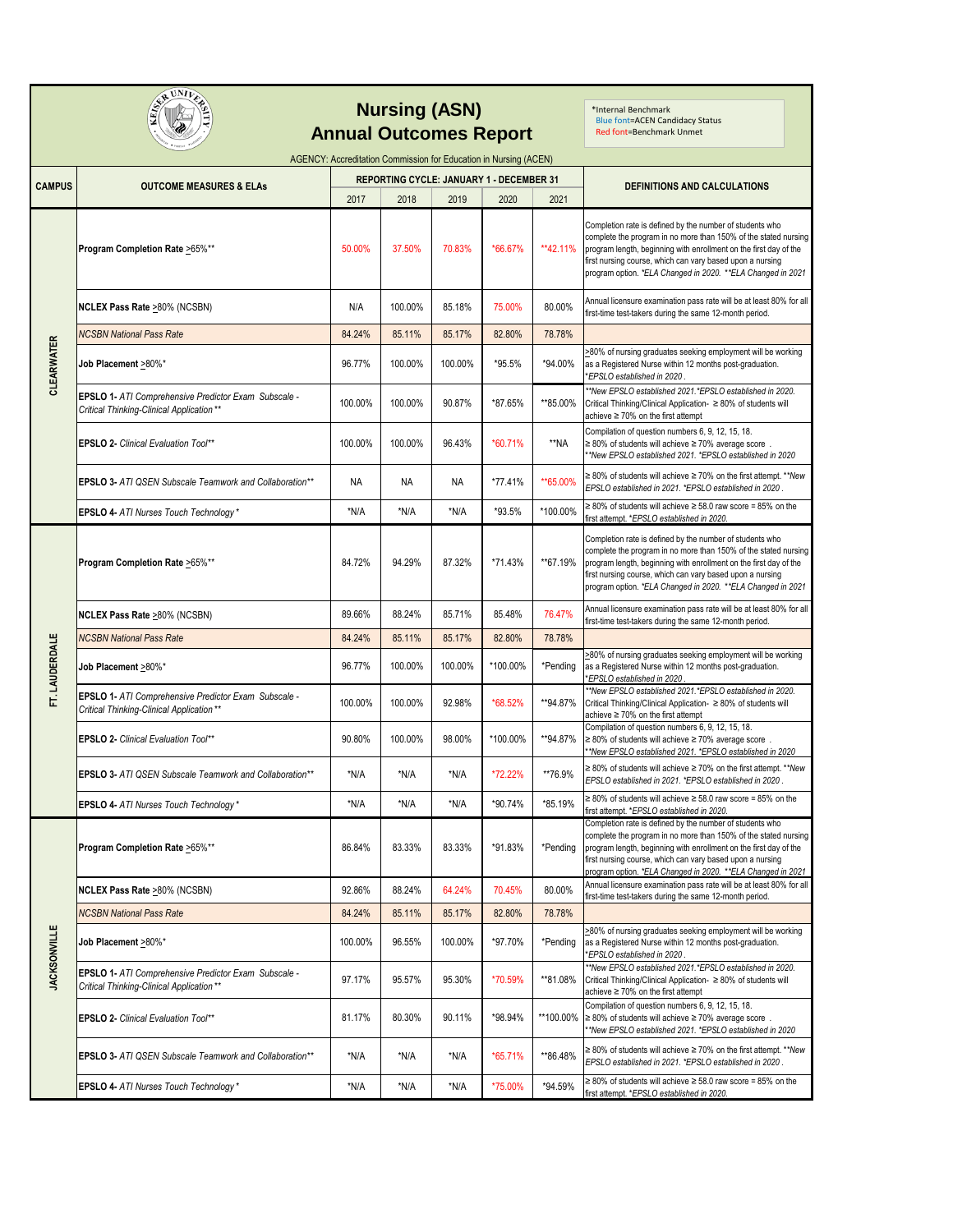# Nursing (ASN)
# Annual Outcomes Report

*Internal Benchmark
Blue font=ACEN Candidacy Status
Red font=Benchmark Unmet

AGENCY: Accreditation Commission for Education in Nursing (ACEN)

| CAMPUS | OUTCOME MEASURES & ELAs | REPORTING CYCLE: JANUARY 1 - DECEMBER 31 | | | | | DEFINITIONS AND CALCULATIONS |
|---|---|---|---|---|---|---|---|
| | | 2017 | 2018 | 2019 | 2020 | 2021 | |
| CLEARWATER | **Program Completion Rate** >65%** | 50.00% | 37.50% | 70.83% | *66.67% | **42.11% | Completion rate is defined by the number of students who complete the program in no more than 150% of the stated nursing program length, beginning with enrollment on the first day of the first nursing course, which can vary based upon a nursing program option. *ELA Changed in 2020. **ELA Changed in 2021 |
| | **NCLEX Pass Rate** >80% (NCSBN) | N/A | 100.00% | 85.18% | 75.00% | 80.00% | Annual licensure examination pass rate will be at least 80% for all first-time test-takers during the same 12-month period. |
| | *NCSBN National Pass Rate* | 84.24% | 85.11% | 85.17% | 82.80% | 78.78% | |
| | **Job Placement** >80%* | 96.77% | 100.00% | 100.00% | *95.5% | *94.00% | >80% of nursing graduates seeking employment will be working as a Registered Nurse within 12 months post-graduation. *EPSLO established in 2020. |
| | **EPSLO 1-** *ATI Comprehensive Predictor Exam Subscale - Critical Thinking-Clinical Application*** | 100.00% | 100.00% | 90.87% | *87.65% | **85.00% | **New EPSLO established 2021.*EPSLO established in 2020. Critical Thinking/Clinical Application- ≥ 80% of students will achieve ≥ 70% on the first attempt |
| | **EPSLO 2-** *Clinical Evaluation Tool*** | 100.00% | 100.00% | 96.43% | *60.71% | **NA | Compilation of question numbers 6, 9, 12, 15, 18. ≥ 80% of students will achieve ≥ 70% average score. **New EPSLO established 2021. *EPSLO established in 2020 |
| | **EPSLO 3-** *ATI QSEN Subscale Teamwork and Collaboration*** | NA | NA | NA | *77.41% | **65.00% | ≥ 80% of students will achieve ≥ 70% on the first attempt. **New EPSLO established in 2021. *EPSLO established in 2020. |
| | **EPSLO 4-** *ATI Nurses Touch Technology** | *N/A | *N/A | *N/A | *93.5% | *100.00% | ≥ 80% of students will achieve ≥ 58.0 raw score = 85% on the first attempt. *EPSLO established in 2020. |
| FT. LAUDERDALE | **Program Completion Rate** >65%** | 84.72% | 94.29% | 87.32% | *71.43% | **67.19% | Completion rate is defined by the number of students who complete the program in no more than 150% of the stated nursing program length, beginning with enrollment on the first day of the first nursing course, which can vary based upon a nursing program option. *ELA Changed in 2020. **ELA Changed in 2021 |
| | **NCLEX Pass Rate** >80% (NCSBN) | 89.66% | 88.24% | 85.71% | 85.48% | 76.47% | Annual licensure examination pass rate will be at least 80% for all first-time test-takers during the same 12-month period. |
| | *NCSBN National Pass Rate* | 84.24% | 85.11% | 85.17% | 82.80% | 78.78% | |
| | **Job Placement** >80%* | 96.77% | 100.00% | 100.00% | *100.00% | *Pending | >80% of nursing graduates seeking employment will be working as a Registered Nurse within 12 months post-graduation. *EPSLO established in 2020. |
| | **EPSLO 1-** *ATI Comprehensive Predictor Exam Subscale - Critical Thinking-Clinical Application*** | 100.00% | 100.00% | 92.98% | *68.52% | **94.87% | **New EPSLO established 2021.*EPSLO established in 2020. Critical Thinking/Clinical Application- ≥ 80% of students will achieve ≥ 70% on the first attempt |
| | **EPSLO 2-** *Clinical Evaluation Tool*** | 90.80% | 100.00% | 98.00% | *100.00% | **94.87% | Compilation of question numbers 6, 9, 12, 15, 18. ≥ 80% of students will achieve ≥ 70% average score. **New EPSLO established 2021. *EPSLO established in 2020 |
| | **EPSLO 3-** *ATI QSEN Subscale Teamwork and Collaboration*** | *N/A | *N/A | *N/A | *72.22% | **76.9% | ≥ 80% of students will achieve ≥ 70% on the first attempt. **New EPSLO established in 2021. *EPSLO established in 2020. |
| | **EPSLO 4-** *ATI Nurses Touch Technology** | *N/A | *N/A | *N/A | *90.74% | *85.19% | ≥ 80% of students will achieve ≥ 58.0 raw score = 85% on the first attempt. *EPSLO established in 2020. |
| JACKSONVILLE | **Program Completion Rate** >65%** | 86.84% | 83.33% | 83.33% | *91.83% | *Pending | Completion rate is defined by the number of students who complete the program in no more than 150% of the stated nursing program length, beginning with enrollment on the first day of the first nursing course, which can vary based upon a nursing program option. *ELA Changed in 2020. **ELA Changed in 2021 |
| | **NCLEX Pass Rate** >80% (NCSBN) | 92.86% | 88.24% | 64.24% | 70.45% | 80.00% | Annual licensure examination pass rate will be at least 80% for all first-time test-takers during the same 12-month period. |
| | *NCSBN National Pass Rate* | 84.24% | 85.11% | 85.17% | 82.80% | 78.78% | |
| | **Job Placement** >80%* | 100.00% | 96.55% | 100.00% | *97.70% | *Pending | >80% of nursing graduates seeking employment will be working as a Registered Nurse within 12 months post-graduation. *EPSLO established in 2020. |
| | **EPSLO 1-** *ATI Comprehensive Predictor Exam Subscale - Critical Thinking-Clinical Application*** | 97.17% | 95.57% | 95.30% | *70.59% | **81.08% | **New EPSLO established 2021.*EPSLO established in 2020. Critical Thinking/Clinical Application- ≥ 80% of students will achieve ≥ 70% on the first attempt |
| | **EPSLO 2-** *Clinical Evaluation Tool*** | 81.17% | 80.30% | 90.11% | *98.94% | **100.00% | Compilation of question numbers 6, 9, 12, 15, 18. ≥ 80% of students will achieve ≥ 70% average score. **New EPSLO established 2021. *EPSLO established in 2020 |
| | **EPSLO 3-** *ATI QSEN Subscale Teamwork and Collaboration*** | *N/A | *N/A | *N/A | *65.71% | **86.48% | ≥ 80% of students will achieve ≥ 70% on the first attempt. **New EPSLO established in 2021. *EPSLO established in 2020. |
| | **EPSLO 4-** *ATI Nurses Touch Technology** | *N/A | *N/A | *N/A | *75.00% | *94.59% | ≥ 80% of students will achieve ≥ 58.0 raw score = 85% on the first attempt. *EPSLO established in 2020. |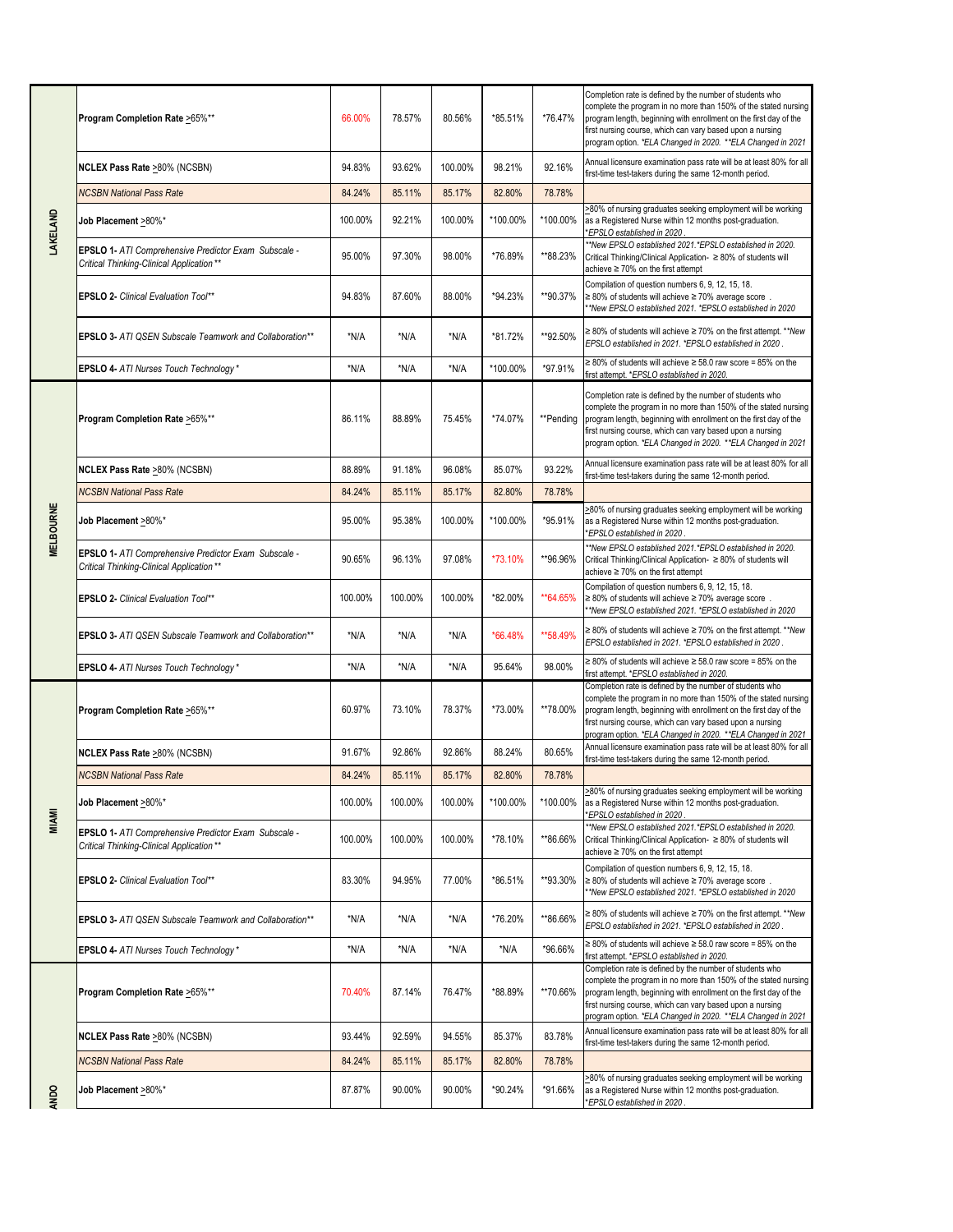| | | | | | | | |
|---|---|---|---|---|---|---|---|
| LAKELAND | **Program Completion Rate** >65%** | 66.00% | 78.57% | 80.56% | *85.51% | *76.47% | Completion rate is defined by the number of students who complete the program in no more than 150% of the stated nursing program length, beginning with enrollment on the first day of the first nursing course, which can vary based upon a nursing program option. *ELA Changed in 2020. **ELA Changed in 2021* |
| | **NCLEX Pass Rate** >80% (NCSBN) | 94.83% | 93.62% | 100.00% | 98.21% | 92.16% | Annual licensure examination pass rate will be at least 80% for all first-time test-takers during the same 12-month period. |
| | *NCSBN National Pass Rate* | 84.24% | 85.11% | 85.17% | 82.80% | 78.78% | |
| | **Job Placement** >80%* | 100.00% | 92.21% | 100.00% | *100.00% | *100.00% | >80% of nursing graduates seeking employment will be working as a Registered Nurse within 12 months post-graduation. *EPSLO established in 2020.* |
| | **EPSLO 1-** *ATI Comprehensive Predictor Exam Subscale - Critical Thinking-Clinical Application* ** | 95.00% | 97.30% | 98.00% | *76.89% | **88.23% | *\*\*New EPSLO established 2021.\*EPSLO established in 2020.* Critical Thinking/Clinical Application- ≥ 80% of students will achieve ≥ 70% on the first attempt |
| | **EPSLO 2-** *Clinical Evaluation Tool*** | 94.83% | 87.60% | 88.00% | *94.23% | **90.37% | Compilation of question numbers 6, 9, 12, 15, 18. ≥ 80% of students will achieve ≥ 70% average score . *\*\*New EPSLO established 2021. \*EPSLO established in 2020* |
| | **EPSLO 3-** *ATI QSEN Subscale Teamwork and Collaboration*** | *N/A | *N/A | *N/A | *81.72% | **92.50% | ≥ 80% of students will achieve ≥ 70% on the first attempt. *\*\*New EPSLO established in 2021. \*EPSLO established in 2020.* |
| | **EPSLO 4-** *ATI Nurses Touch Technology* * | *N/A | *N/A | *N/A | *100.00% | *97.91% | ≥ 80% of students will achieve ≥ 58.0 raw score = 85% on the first attempt. *\*EPSLO established in 2020.* |
| MELBOURNE | **Program Completion Rate** >65%** | 86.11% | 88.89% | 75.45% | *74.07% | **Pending | Completion rate is defined by the number of students who complete the program in no more than 150% of the stated nursing program length, beginning with enrollment on the first day of the first nursing course, which can vary based upon a nursing program option. *ELA Changed in 2020. **ELA Changed in 2021* |
| | **NCLEX Pass Rate** >80% (NCSBN) | 88.89% | 91.18% | 96.08% | 85.07% | 93.22% | Annual licensure examination pass rate will be at least 80% for all first-time test-takers during the same 12-month period. |
| | *NCSBN National Pass Rate* | 84.24% | 85.11% | 85.17% | 82.80% | 78.78% | |
| | **Job Placement** >80%* | 95.00% | 95.38% | 100.00% | *100.00% | *95.91% | >80% of nursing graduates seeking employment will be working as a Registered Nurse within 12 months post-graduation. *EPSLO established in 2020.* |
| | **EPSLO 1-** *ATI Comprehensive Predictor Exam Subscale - Critical Thinking-Clinical Application* ** | 90.65% | 96.13% | 97.08% | *73.10% | **96.96% | *\*\*New EPSLO established 2021.\*EPSLO established in 2020.* Critical Thinking/Clinical Application- ≥ 80% of students will achieve ≥ 70% on the first attempt |
| | **EPSLO 2-** *Clinical Evaluation Tool*** | 100.00% | 100.00% | 100.00% | *82.00% | **64.65% | Compilation of question numbers 6, 9, 12, 15, 18. ≥ 80% of students will achieve ≥ 70% average score . *\*\*New EPSLO established 2021. \*EPSLO established in 2020* |
| | **EPSLO 3-** *ATI QSEN Subscale Teamwork and Collaboration*** | *N/A | *N/A | *N/A | *66.48% | **58.49% | ≥ 80% of students will achieve ≥ 70% on the first attempt. *\*\*New EPSLO established in 2021. \*EPSLO established in 2020.* |
| | **EPSLO 4-** *ATI Nurses Touch Technology* * | *N/A | *N/A | *N/A | 95.64% | 98.00% | ≥ 80% of students will achieve ≥ 58.0 raw score = 85% on the first attempt. *\*EPSLO established in 2020.* |
| MIAMI | **Program Completion Rate** >65%** | 60.97% | 73.10% | 78.37% | *73.00% | **78.00% | Completion rate is defined by the number of students who complete the program in no more than 150% of the stated nursing program length, beginning with enrollment on the first day of the first nursing course, which can vary based upon a nursing program option. *ELA Changed in 2020. **ELA Changed in 2021* |
| | **NCLEX Pass Rate** >80% (NCSBN) | 91.67% | 92.86% | 92.86% | 88.24% | 80.65% | Annual licensure examination pass rate will be at least 80% for all first-time test-takers during the same 12-month period. |
| | *NCSBN National Pass Rate* | 84.24% | 85.11% | 85.17% | 82.80% | 78.78% | |
| | **Job Placement** >80%* | 100.00% | 100.00% | 100.00% | *100.00% | *100.00% | >80% of nursing graduates seeking employment will be working as a Registered Nurse within 12 months post-graduation. *EPSLO established in 2020.* |
| | **EPSLO 1-** *ATI Comprehensive Predictor Exam Subscale - Critical Thinking-Clinical Application* ** | 100.00% | 100.00% | 100.00% | *78.10% | **86.66% | *\*\*New EPSLO established 2021.\*EPSLO established in 2020.* Critical Thinking/Clinical Application- ≥ 80% of students will achieve ≥ 70% on the first attempt |
| | **EPSLO 2-** *Clinical Evaluation Tool*** | 83.30% | 94.95% | 77.00% | *86.51% | **93.30% | Compilation of question numbers 6, 9, 12, 15, 18. ≥ 80% of students will achieve ≥ 70% average score . *\*\*New EPSLO established 2021. \*EPSLO established in 2020* |
| | **EPSLO 3-** *ATI QSEN Subscale Teamwork and Collaboration*** | *N/A | *N/A | *N/A | *76.20% | **86.66% | ≥ 80% of students will achieve ≥ 70% on the first attempt. *\*\*New EPSLO established in 2021. \*EPSLO established in 2020.* |
| | **EPSLO 4-** *ATI Nurses Touch Technology* * | *N/A | *N/A | *N/A | *N/A | *96.66% | ≥ 80% of students will achieve ≥ 58.0 raw score = 85% on the first attempt. *\*EPSLO established in 2020.* |
| ANDO | **Program Completion Rate** >65%** | 70.40% | 87.14% | 76.47% | *88.89% | **70.66% | Completion rate is defined by the number of students who complete the program in no more than 150% of the stated nursing program length, beginning with enrollment on the first day of the first nursing course, which can vary based upon a nursing program option. *ELA Changed in 2020. **ELA Changed in 2021* |
| | **NCLEX Pass Rate** >80% (NCSBN) | 93.44% | 92.59% | 94.55% | 85.37% | 83.78% | Annual licensure examination pass rate will be at least 80% for all first-time test-takers during the same 12-month period. |
| | *NCSBN National Pass Rate* | 84.24% | 85.11% | 85.17% | 82.80% | 78.78% | |
| | **Job Placement** >80%* | 87.87% | 90.00% | 90.00% | *90.24% | *91.66% | >80% of nursing graduates seeking employment will be working as a Registered Nurse within 12 months post-graduation. *EPSLO established in 2020.* |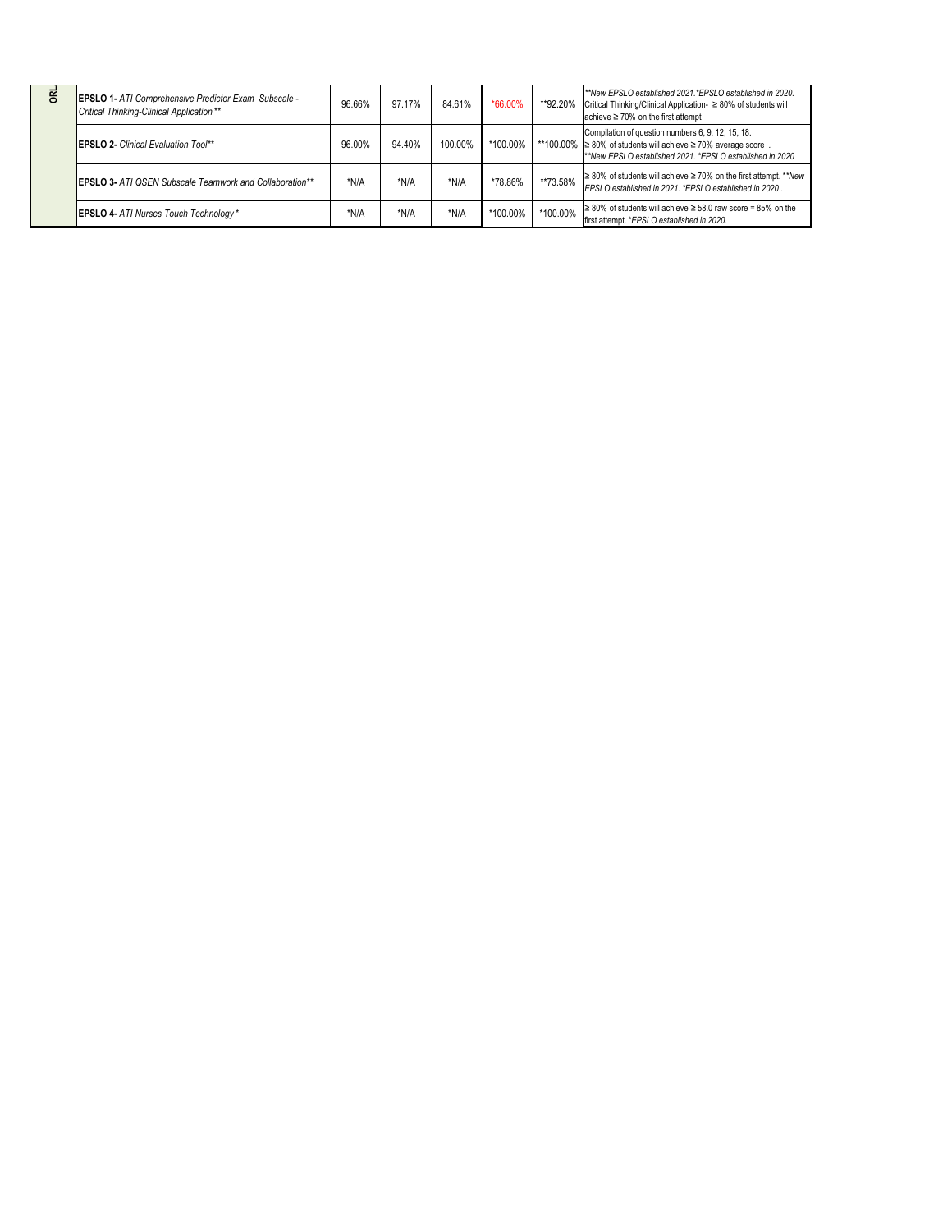| ORL | | | | | | | |
|---|---|---|---|---|---|---|---|
| | **EPSLO 1-** *ATI Comprehensive Predictor Exam Subscale - Critical Thinking-Clinical Application* ** | 96.66% | 97.17% | 84.61% | *66.00% | **92.20% | *\*\*New EPSLO established 2021.\*EPSLO established in 2020.* Critical Thinking/Clinical Application- ≥ 80% of students will achieve ≥ 70% on the first attempt |
| | **EPSLO 2-** *Clinical Evaluation Tool*** | 96.00% | 94.40% | 100.00% | *100.00% | **100.00% | Compilation of question numbers 6, 9, 12, 15, 18. ≥ 80% of students will achieve ≥ 70% average score . *\*\*New EPSLO established 2021. \*EPSLO established in 2020* |
| | **EPSLO 3-** *ATI QSEN Subscale Teamwork and Collaboration*** | *N/A | *N/A | *N/A | *78.86% | **73.58% | ≥ 80% of students will achieve ≥ 70% on the first attempt. *\*\*New EPSLO established in 2021. \*EPSLO established in 2020 .* |
| | **EPSLO 4-** *ATI Nurses Touch Technology* * | *N/A | *N/A | *N/A | *100.00% | *100.00% | ≥ 80% of students will achieve ≥ 58.0 raw score = 85% on the first attempt. *\*EPSLO established in 2020.* |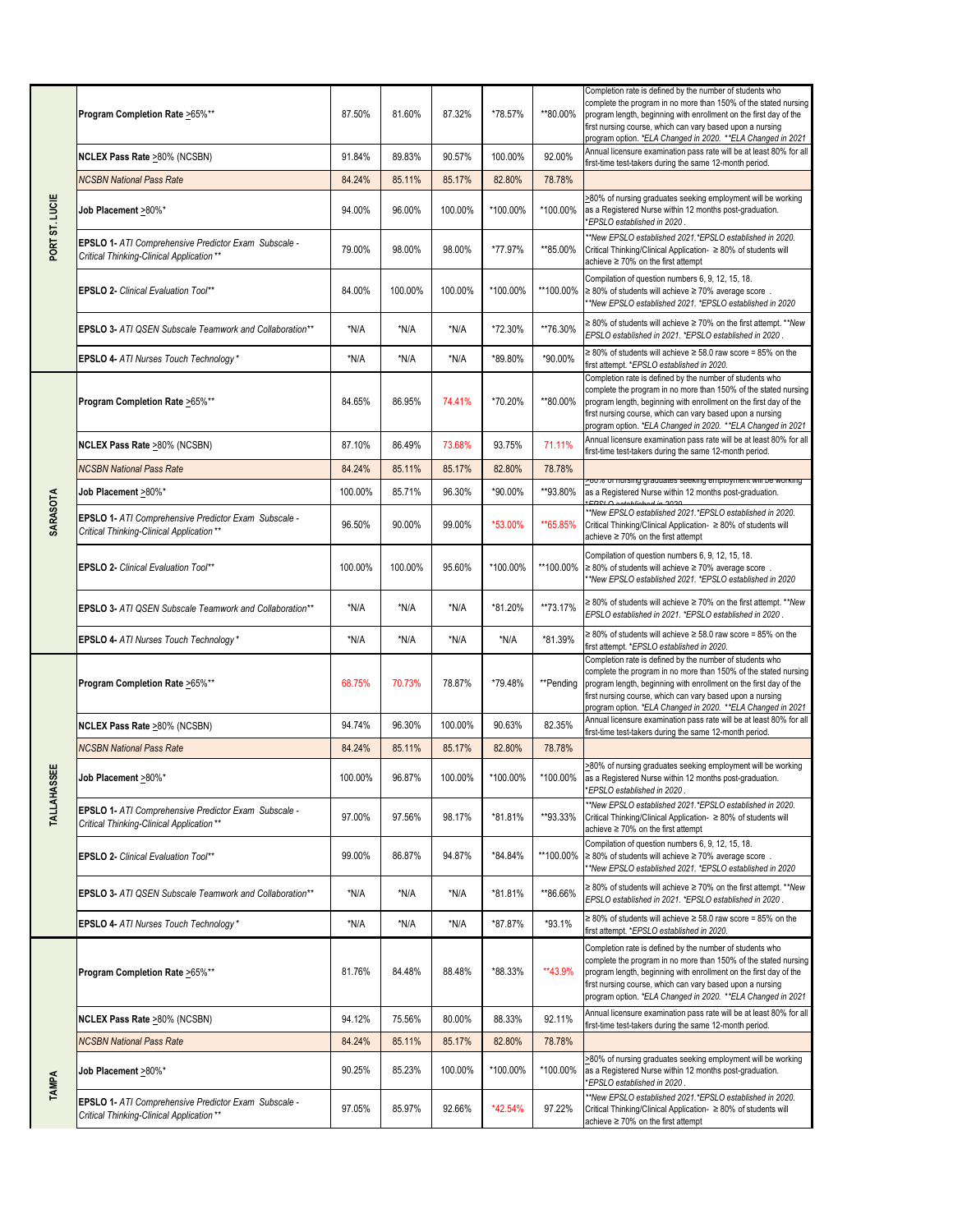| | | | | | | | |
|---|---|---|---|---|---|---|---|
| PORT ST. LUCIE | **Program Completion Rate** >65%** | 87.50% | 81.60% | 87.32% | *78.57% | **80.00% | Completion rate is defined by the number of students who complete the program in no more than 150% of the stated nursing program length, beginning with enrollment on the first day of the first nursing course, which can vary based upon a nursing program option. *ELA Changed in 2020. **ELA Changed in 2021* |
| | **NCLEX Pass Rate** >80% (NCSBN) | 91.84% | 89.83% | 90.57% | 100.00% | 92.00% | Annual licensure examination pass rate will be at least 80% for all first-time test-takers during the same 12-month period. |
| | *NCSBN National Pass Rate* | 84.24% | 85.11% | 85.17% | 82.80% | 78.78% | |
| | **Job Placement** >80%* | 94.00% | 96.00% | 100.00% | *100.00% | *100.00% | >80% of nursing graduates seeking employment will be working as a Registered Nurse within 12 months post-graduation. *EPSLO established in 2020.* |
| | **EPSLO 1-** *ATI Comprehensive Predictor Exam Subscale - Critical Thinking-Clinical Application ** | 79.00% | 98.00% | 98.00% | *77.97% | **85.00% | *\*\*New EPSLO established 2021.\*EPSLO established in 2020.* Critical Thinking/Clinical Application- ≥ 80% of students will achieve ≥ 70% on the first attempt |
| | **EPSLO 2-** *Clinical Evaluation Tool** | 84.00% | 100.00% | 100.00% | *100.00% | **100.00% | Compilation of question numbers 6, 9, 12, 15, 18. ≥ 80% of students will achieve ≥ 70% average score . *\*\*New EPSLO established 2021. \*EPSLO established in 2020* |
| | **EPSLO 3-** *ATI QSEN Subscale Teamwork and Collaboration** | *N/A | *N/A | *N/A | *72.30% | **76.30% | ≥ 80% of students will achieve ≥ 70% on the first attempt. *\*\*New EPSLO established in 2021. \*EPSLO established in 2020.* |
| | **EPSLO 4-** *ATI Nurses Touch Technology ** | *N/A | *N/A | *N/A | *89.80% | *90.00% | ≥ 80% of students will achieve ≥ 58.0 raw score = 85% on the first attempt. *\*EPSLO established in 2020.* |
| SARASOTA | **Program Completion Rate** >65%** | 84.65% | 86.95% | 74.41% | *70.20% | **80.00% | Completion rate is defined by the number of students who complete the program in no more than 150% of the stated nursing program length, beginning with enrollment on the first day of the first nursing course, which can vary based upon a nursing program option. *ELA Changed in 2020. **ELA Changed in 2021* |
| | **NCLEX Pass Rate** >80% (NCSBN) | 87.10% | 86.49% | 73.68% | 93.75% | 71.11% | Annual licensure examination pass rate will be at least 80% for all first-time test-takers during the same 12-month period. |
| | *NCSBN National Pass Rate* | 84.24% | 85.11% | 85.17% | 82.80% | 78.78% | |
| | **Job Placement** >80%* | 100.00% | 85.71% | 96.30% | *90.00% | **93.80% | >80% of nursing graduates seeking employment will be working as a Registered Nurse within 12 months post-graduation. *EPSLO established in 2020* |
| | **EPSLO 1-** *ATI Comprehensive Predictor Exam Subscale - Critical Thinking-Clinical Application ** | 96.50% | 90.00% | 99.00% | *53.00% | **65.85% | *\*\*New EPSLO established 2021.\*EPSLO established in 2020.* Critical Thinking/Clinical Application- ≥ 80% of students will achieve ≥ 70% on the first attempt |
| | **EPSLO 2-** *Clinical Evaluation Tool** | 100.00% | 100.00% | 95.60% | *100.00% | **100.00% | Compilation of question numbers 6, 9, 12, 15, 18. ≥ 80% of students will achieve ≥ 70% average score . *\*\*New EPSLO established 2021. \*EPSLO established in 2020* |
| | **EPSLO 3-** *ATI QSEN Subscale Teamwork and Collaboration** | *N/A | *N/A | *N/A | *81.20% | **73.17% | ≥ 80% of students will achieve ≥ 70% on the first attempt. *\*\*New EPSLO established in 2021. \*EPSLO established in 2020.* |
| | **EPSLO 4-** *ATI Nurses Touch Technology ** | *N/A | *N/A | *N/A | *N/A | *81.39% | ≥ 80% of students will achieve ≥ 58.0 raw score = 85% on the first attempt. *\*EPSLO established in 2020.* |
| TALLAHASSEE | **Program Completion Rate** >65%** | 68.75% | 70.73% | 78.87% | *79.48% | **Pending | Completion rate is defined by the number of students who complete the program in no more than 150% of the stated nursing program length, beginning with enrollment on the first day of the first nursing course, which can vary based upon a nursing program option. *ELA Changed in 2020. **ELA Changed in 2021* |
| | **NCLEX Pass Rate** >80% (NCSBN) | 94.74% | 96.30% | 100.00% | 90.63% | 82.35% | Annual licensure examination pass rate will be at least 80% for all first-time test-takers during the same 12-month period. |
| | *NCSBN National Pass Rate* | 84.24% | 85.11% | 85.17% | 82.80% | 78.78% | |
| | **Job Placement** >80%* | 100.00% | 96.87% | 100.00% | *100.00% | *100.00% | >80% of nursing graduates seeking employment will be working as a Registered Nurse within 12 months post-graduation. *EPSLO established in 2020.* |
| | **EPSLO 1-** *ATI Comprehensive Predictor Exam Subscale - Critical Thinking-Clinical Application ** | 97.00% | 97.56% | 98.17% | *81.81% | **93.33% | *\*\*New EPSLO established 2021.\*EPSLO established in 2020.* Critical Thinking/Clinical Application- ≥ 80% of students will achieve ≥ 70% on the first attempt |
| | **EPSLO 2-** *Clinical Evaluation Tool** | 99.00% | 86.87% | 94.87% | *84.84% | **100.00% | Compilation of question numbers 6, 9, 12, 15, 18. ≥ 80% of students will achieve ≥ 70% average score . *\*\*New EPSLO established 2021. \*EPSLO established in 2020* |
| | **EPSLO 3-** *ATI QSEN Subscale Teamwork and Collaboration** | *N/A | *N/A | *N/A | *81.81% | **86.66% | ≥ 80% of students will achieve ≥ 70% on the first attempt. *\*\*New EPSLO established in 2021. \*EPSLO established in 2020.* |
| | **EPSLO 4-** *ATI Nurses Touch Technology ** | *N/A | *N/A | *N/A | *87.87% | *93.1% | ≥ 80% of students will achieve ≥ 58.0 raw score = 85% on the first attempt. *\*EPSLO established in 2020.* |
| TAMPA | **Program Completion Rate** >65%** | 81.76% | 84.48% | 88.48% | *88.33% | **43.9% | Completion rate is defined by the number of students who complete the program in no more than 150% of the stated nursing program length, beginning with enrollment on the first day of the first nursing course, which can vary based upon a nursing program option. *ELA Changed in 2020. **ELA Changed in 2021* |
| | **NCLEX Pass Rate** >80% (NCSBN) | 94.12% | 75.56% | 80.00% | 88.33% | 92.11% | Annual licensure examination pass rate will be at least 80% for all first-time test-takers during the same 12-month period. |
| | *NCSBN National Pass Rate* | 84.24% | 85.11% | 85.17% | 82.80% | 78.78% | |
| | **Job Placement** >80%* | 90.25% | 85.23% | 100.00% | *100.00% | *100.00% | >80% of nursing graduates seeking employment will be working as a Registered Nurse within 12 months post-graduation. *EPSLO established in 2020.* |
| | **EPSLO 1-** *ATI Comprehensive Predictor Exam Subscale - Critical Thinking-Clinical Application ** | 97.05% | 85.97% | 92.66% | *42.54% | 97.22% | *\*\*New EPSLO established 2021.\*EPSLO established in 2020.* Critical Thinking/Clinical Application- ≥ 80% of students will achieve ≥ 70% on the first attempt |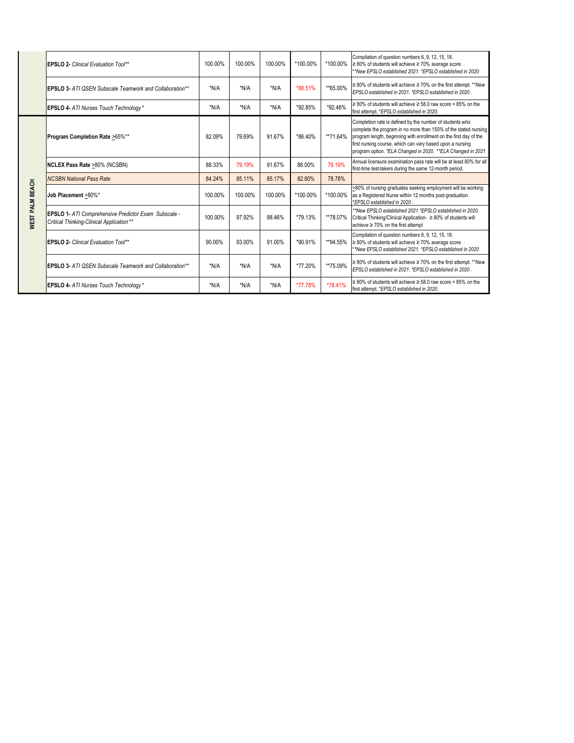| | | | | | | | |
|---|---|---|---|---|---|---|---|
| | **EPSLO 2-** *Clinical Evaluation Tool*** | 100.00% | 100.00% | 100.00% | *100.00% | *100.00% | Compilation of question numbers 6, 9, 12, 15, 18. ≥ 80% of students will achieve ≥ 70% average score . *\*\*New EPSLO established 2021. \*EPSLO established in 2020* |
| | **EPSLO 3-** *ATI QSEN Subscale Teamwork and Collaboration*** | *N/A | *N/A | *N/A | *68.51% | **65.00% | ≥ 80% of students will achieve ≥ 70% on the first attempt. *\*\*New EPSLO established in 2021. \*EPSLO established in 2020 .* |
| | **EPSLO 4-** *ATI Nurses Touch Technology ** | *N/A | *N/A | *N/A | *92.85% | *92.46% | ≥ 80% of students will achieve ≥ 58.0 raw score = 85% on the first attempt. *\*EPSLO established in 2020.* |
| **WEST PALM BEACH** | **Program Completion Rate** >65%** | 82.09% | 79.69% | 91.67% | *86.40% | **71.64% | Completion rate is defined by the number of students who complete the program in no more than 150% of the stated nursing program length, beginning with enrollment on the first day of the first nursing course, which can vary based upon a nursing program option. *\*ELA Changed in 2020. \*\*ELA Changed in 2021* |
| | **NCLEX Pass Rate** >80% (NCSBN) | 88.33% | 79.19% | 91.67% | 88.00% | 76.19% | Annual licensure examination pass rate will be at least 80% for all first-time test-takers during the same 12-month period. |
| | *NCSBN National Pass Rate* | 84.24% | 85.11% | 85.17% | 82.80% | 78.78% | |
| | **Job Placement** >80%* | 100.00% | 100.00% | 100.00% | *100.00% | *100.00% | >80% of nursing graduates seeking employment will be working as a Registered Nurse within 12 months post-graduation. *\*EPSLO established in 2020 .* |
| | **EPSLO 1-** *ATI Comprehensive Predictor Exam Subscale - Critical Thinking-Clinical Application *** | 100.00% | 97.92% | 98.46% | *79.13% | **78.07% | *\*\*New EPSLO established 2021.\*EPSLO established in 2020.* Critical Thinking/Clinical Application- ≥ 80% of students will achieve ≥ 70% on the first attempt |
| | **EPSLO 2-** *Clinical Evaluation Tool*** | 90.00% | 93.00% | 91.00% | *90.91% | **94.55% | Compilation of question numbers 6, 9, 12, 15, 18. ≥ 80% of students will achieve ≥ 70% average score . *\*\*New EPSLO established 2021. \*EPSLO established in 2020* |
| | **EPSLO 3-** *ATI QSEN Subscale Teamwork and Collaboration*** | *N/A | *N/A | *N/A | *77.20% | **75.09% | ≥ 80% of students will achieve ≥ 70% on the first attempt. *\*\*New EPSLO established in 2021. \*EPSLO established in 2020 .* |
| | **EPSLO 4-** *ATI Nurses Touch Technology ** | *N/A | *N/A | *N/A | *77.78% | *78.41% | ≥ 80% of students will achieve ≥ 58.0 raw score = 85% on the first attempt. *\*EPSLO established in 2020.* |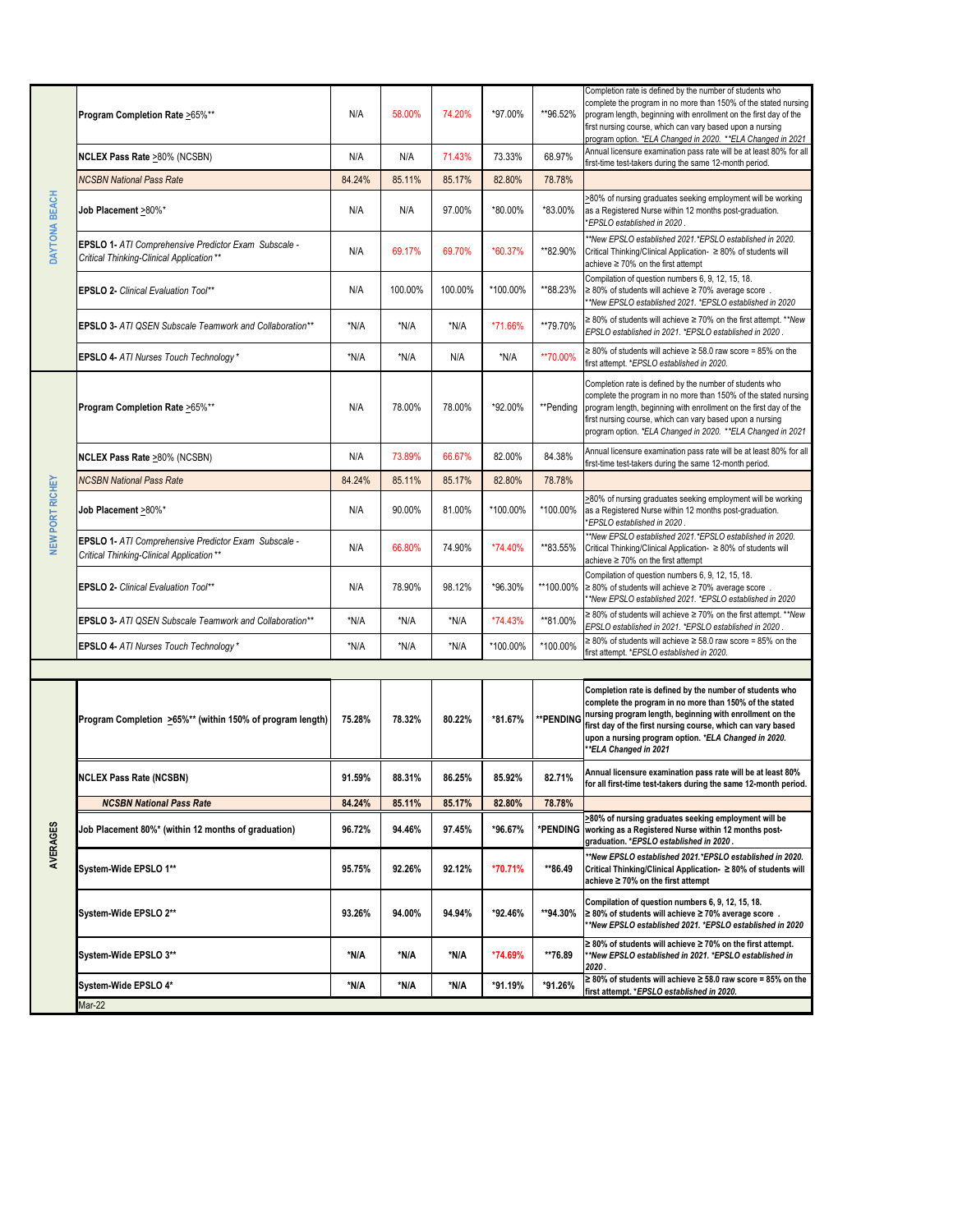| | | | | | | | |
|---|---|---|---|---|---|---|---|
| DAYTONA BEACH | **Program Completion Rate** >65%** | N/A | 58.00% | 74.20% | *97.00% | **96.52% | Completion rate is defined by the number of students who complete the program in no more than 150% of the stated nursing program length, beginning with enrollment on the first day of the first nursing course, which can vary based upon a nursing program option. *ELA Changed in 2020. **ELA Changed in 2021* |
| | **NCLEX Pass Rate** >80% (NCSBN) | N/A | N/A | 71.43% | 73.33% | 68.97% | Annual licensure examination pass rate will be at least 80% for all first-time test-takers during the same 12-month period. |
| | *NCSBN National Pass Rate* | 84.24% | 85.11% | 85.17% | 82.80% | 78.78% | |
| | **Job Placement** >80%* | N/A | N/A | 97.00% | *80.00% | *83.00% | >80% of nursing graduates seeking employment will be working as a Registered Nurse within 12 months post-graduation. *EPSLO established in 2020 .* |
| | **EPSLO 1-** *ATI Comprehensive Predictor Exam Subscale - Critical Thinking-Clinical Application ** | N/A | 69.17% | 69.70% | *60.37% | **82.90% | *\*\*New EPSLO established 2021.\*EPSLO established in 2020.* Critical Thinking/Clinical Application- ≥ 80% of students will achieve ≥ 70% on the first attempt |
| | **EPSLO 2-** *Clinical Evaluation Tool*** | N/A | 100.00% | 100.00% | *100.00% | **88.23% | Compilation of question numbers 6, 9, 12, 15, 18. ≥ 80% of students will achieve ≥ 70% average score . *\*\*New EPSLO established 2021. \*EPSLO established in 2020* |
| | **EPSLO 3-** *ATI QSEN Subscale Teamwork and Collaboration*** | *N/A | *N/A | *N/A | *71.66% | **79.70% | ≥ 80% of students will achieve ≥ 70% on the first attempt. *\*\*New EPSLO established in 2021. \*EPSLO established in 2020 .* |
| | **EPSLO 4-** *ATI Nurses Touch Technology* * | *N/A | *N/A | N/A | *N/A | **70.00% | ≥ 80% of students will achieve ≥ 58.0 raw score = 85% on the first attempt. *\*EPSLO established in 2020.* |
| NEW PORT RICHEY | **Program Completion Rate** >65%** | N/A | 78.00% | 78.00% | *92.00% | **Pending | Completion rate is defined by the number of students who complete the program in no more than 150% of the stated nursing program length, beginning with enrollment on the first day of the first nursing course, which can vary based upon a nursing program option. *ELA Changed in 2020. **ELA Changed in 2021* |
| | **NCLEX Pass Rate** >80% (NCSBN) | N/A | 73.89% | 66.67% | 82.00% | 84.38% | Annual licensure examination pass rate will be at least 80% for all first-time test-takers during the same 12-month period. |
| | *NCSBN National Pass Rate* | 84.24% | 85.11% | 85.17% | 82.80% | 78.78% | |
| | **Job Placement** >80%* | N/A | 90.00% | 81.00% | *100.00% | *100.00% | >80% of nursing graduates seeking employment will be working as a Registered Nurse within 12 months post-graduation. *EPSLO established in 2020 .* |
| | **EPSLO 1-** *ATI Comprehensive Predictor Exam Subscale - Critical Thinking-Clinical Application ** | N/A | 66.80% | 74.90% | *74.40% | **83.55% | *\*\*New EPSLO established 2021.\*EPSLO established in 2020.* Critical Thinking/Clinical Application- ≥ 80% of students will achieve ≥ 70% on the first attempt |
| | **EPSLO 2-** *Clinical Evaluation Tool*** | N/A | 78.90% | 98.12% | *96.30% | **100.00% | Compilation of question numbers 6, 9, 12, 15, 18. ≥ 80% of students will achieve ≥ 70% average score . *\*\*New EPSLO established 2021. \*EPSLO established in 2020* |
| | **EPSLO 3-** *ATI QSEN Subscale Teamwork and Collaboration*** | *N/A | *N/A | *N/A | *74.43% | **81.00% | ≥ 80% of students will achieve ≥ 70% on the first attempt. *\*\*New EPSLO established in 2021. \*EPSLO established in 2020 .* |
| | **EPSLO 4-** *ATI Nurses Touch Technology* * | *N/A | *N/A | *N/A | *100.00% | *100.00% | ≥ 80% of students will achieve ≥ 58.0 raw score = 85% on the first attempt. *\*EPSLO established in 2020.* |
| AVERAGES | **Program Completion >65%** (within 150% of program length)** | **75.28%** | **78.32%** | **80.22%** | ***81.67%** | ****PENDING** | **Completion rate is defined by the number of students who complete the program in no more than 150% of the stated nursing program length, beginning with enrollment on the first day of the first nursing course, which can vary based upon a nursing program option. *ELA Changed in 2020. **ELA Changed in 2021*** |
| | **NCLEX Pass Rate (NCSBN)** | **91.59%** | **88.31%** | **86.25%** | **85.92%** | **82.71%** | **Annual licensure examination pass rate will be at least 80% for all first-time test-takers during the same 12-month period.** |
| | ***NCSBN National Pass Rate*** | **84.24%** | **85.11%** | **85.17%** | **82.80%** | **78.78%** | |
| | **Job Placement 80%* (within 12 months of graduation)** | **96.72%** | **94.46%** | **97.45%** | ***96.67%** | ***PENDING** | **>80% of nursing graduates seeking employment will be working as a Registered Nurse within 12 months post-graduation. *EPSLO established in 2020 .*** |
| | **System-Wide EPSLO 1**** | **95.75%** | **92.26%** | **92.12%** | ***70.71%** | ****86.49** | ***\*\*New EPSLO established 2021.\*EPSLO established in 2020.* Critical Thinking/Clinical Application- ≥ 80% of students will achieve ≥ 70% on the first attempt** |
| | **System-Wide EPSLO 2**** | **93.26%** | **94.00%** | **94.94%** | ***92.46%** | ****94.30%** | **Compilation of question numbers 6, 9, 12, 15, 18. ≥ 80% of students will achieve ≥ 70% average score . *\*\*New EPSLO established 2021. \*EPSLO established in 2020*** |
| | **System-Wide EPSLO 3**** | ***N/A** | ***N/A** | ***N/A** | ***74.69%** | ****76.89** | **≥ 80% of students will achieve ≥ 70% on the first attempt. *\*\*New EPSLO established in 2021. \*EPSLO established in 2020 .*** |
| | **System-Wide EPSLO 4*** | ***N/A** | ***N/A** | ***N/A** | ***91.19%** | ***91.26%** | **≥ 80% of students will achieve ≥ 58.0 raw score = 85% on the first attempt. *\*EPSLO established in 2020.*** |

Mar-22